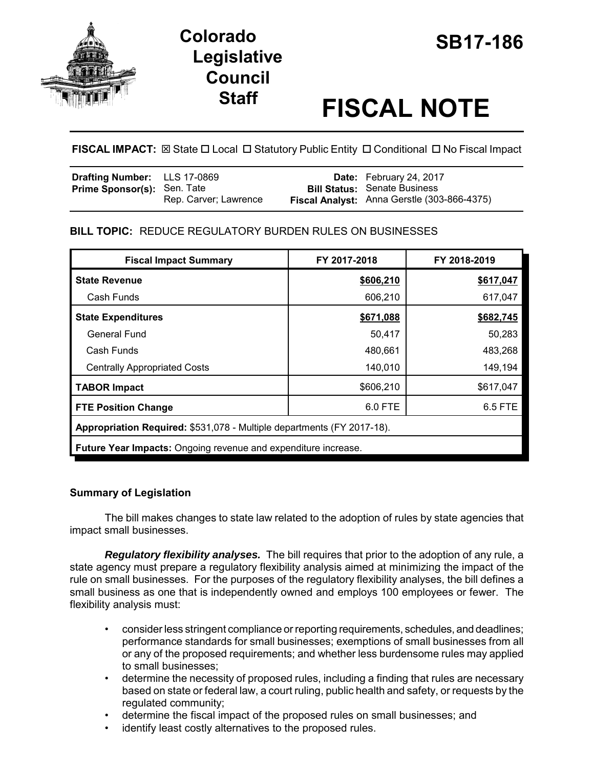# Colorado Legislative Council Staff

# SB17-186

# FISCAL NOTE

**FISCAL IMPACT:** ☒ State ☐ Local ☐ Statutory Public Entity ☐ Conditional ☐ No Fiscal Impact

| | | | |
|---|---|---|---|
| **Drafting Number:** | LLS 17-0869 | **Date:** | February 24, 2017 |
| **Prime Sponsor(s):** | Sen. Tate<br>Rep. Carver; Lawrence | **Bill Status:** | Senate Business |
| | | **Fiscal Analyst:** | Anna Gerstle (303-866-4375) |

**BILL TOPIC:** REDUCE REGULATORY BURDEN RULES ON BUSINESSES

| Fiscal Impact Summary | FY 2017-2018 | FY 2018-2019 |
|---|---|---|
| **State Revenue** | **$606,210** | **$617,047** |
| Cash Funds | 606,210 | 617,047 |
| **State Expenditures** | **$671,088** | **$682,745** |
| General Fund | 50,417 | 50,283 |
| Cash Funds | 480,661 | 483,268 |
| Centrally Appropriated Costs | 140,010 | 149,194 |
| **TABOR Impact** | $606,210 | $617,047 |
| **FTE Position Change** | 6.0 FTE | 6.5 FTE |
| **Appropriation Required:** $531,078 - Multiple departments (FY 2017-18). | | |
| **Future Year Impacts:** Ongoing revenue and expenditure increase. | | |

## Summary of Legislation

The bill makes changes to state law related to the adoption of rules by state agencies that impact small businesses.

***Regulatory flexibility analyses.*** The bill requires that prior to the adoption of any rule, a state agency must prepare a regulatory flexibility analysis aimed at minimizing the impact of the rule on small businesses. For the purposes of the regulatory flexibility analyses, the bill defines a small business as one that is independently owned and employs 100 employees or fewer. The flexibility analysis must:

- consider less stringent compliance or reporting requirements, schedules, and deadlines; performance standards for small businesses; exemptions of small businesses from all or any of the proposed requirements; and whether less burdensome rules may applied to small businesses;
- determine the necessity of proposed rules, including a finding that rules are necessary based on state or federal law, a court ruling, public health and safety, or requests by the regulated community;
- determine the fiscal impact of the proposed rules on small businesses; and
- identify least costly alternatives to the proposed rules.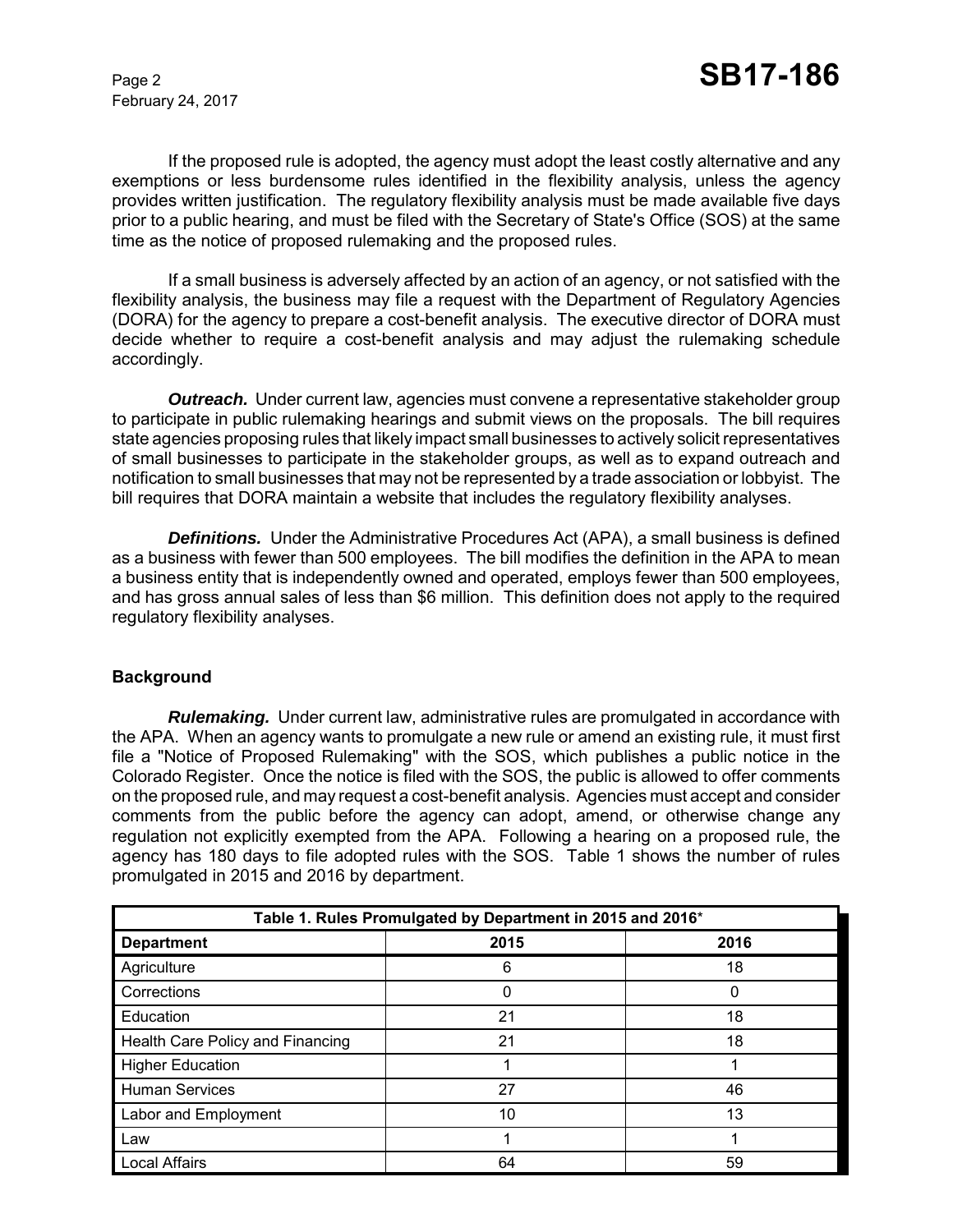If the proposed rule is adopted, the agency must adopt the least costly alternative and any exemptions or less burdensome rules identified in the flexibility analysis, unless the agency provides written justification. The regulatory flexibility analysis must be made available five days prior to a public hearing, and must be filed with the Secretary of State's Office (SOS) at the same time as the notice of proposed rulemaking and the proposed rules.

If a small business is adversely affected by an action of an agency, or not satisfied with the flexibility analysis, the business may file a request with the Department of Regulatory Agencies (DORA) for the agency to prepare a cost-benefit analysis. The executive director of DORA must decide whether to require a cost-benefit analysis and may adjust the rulemaking schedule accordingly.

***Outreach.*** Under current law, agencies must convene a representative stakeholder group to participate in public rulemaking hearings and submit views on the proposals. The bill requires state agencies proposing rules that likely impact small businesses to actively solicit representatives of small businesses to participate in the stakeholder groups, as well as to expand outreach and notification to small businesses that may not be represented by a trade association or lobbyist. The bill requires that DORA maintain a website that includes the regulatory flexibility analyses.

***Definitions.*** Under the Administrative Procedures Act (APA), a small business is defined as a business with fewer than 500 employees. The bill modifies the definition in the APA to mean a business entity that is independently owned and operated, employs fewer than 500 employees, and has gross annual sales of less than $6 million. This definition does not apply to the required regulatory flexibility analyses.

## Background

***Rulemaking.*** Under current law, administrative rules are promulgated in accordance with the APA. When an agency wants to promulgate a new rule or amend an existing rule, it must first file a "Notice of Proposed Rulemaking" with the SOS, which publishes a public notice in the Colorado Register. Once the notice is filed with the SOS, the public is allowed to offer comments on the proposed rule, and may request a cost-benefit analysis. Agencies must accept and consider comments from the public before the agency can adopt, amend, or otherwise change any regulation not explicitly exempted from the APA. Following a hearing on a proposed rule, the agency has 180 days to file adopted rules with the SOS. Table 1 shows the number of rules promulgated in 2015 and 2016 by department.

**Table 1. Rules Promulgated by Department in 2015 and 2016***

| Department | 2015 | 2016 |
|---|---|---|
| Agriculture | 6 | 18 |
| Corrections | 0 | 0 |
| Education | 21 | 18 |
| Health Care Policy and Financing | 21 | 18 |
| Higher Education | 1 | 1 |
| Human Services | 27 | 46 |
| Labor and Employment | 10 | 13 |
| Law | 1 | 1 |
| Local Affairs | 64 | 59 |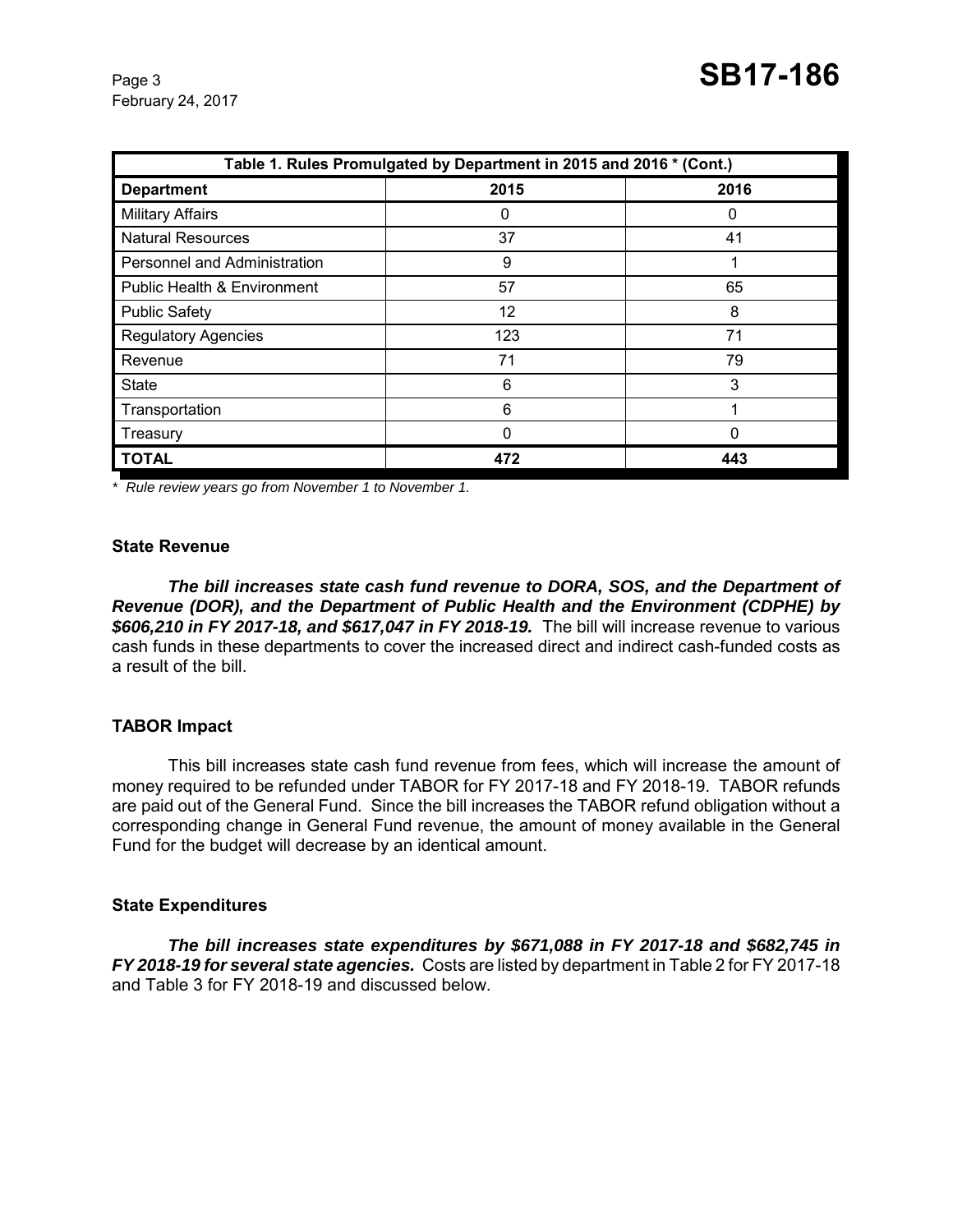| Table 1. Rules Promulgated by Department in 2015 and 2016 * (Cont.) | | |
|---|---|---|
| **Department** | **2015** | **2016** |
| Military Affairs | 0 | 0 |
| Natural Resources | 37 | 41 |
| Personnel and Administration | 9 | 1 |
| Public Health & Environment | 57 | 65 |
| Public Safety | 12 | 8 |
| Regulatory Agencies | 123 | 71 |
| Revenue | 71 | 79 |
| State | 6 | 3 |
| Transportation | 6 | 1 |
| Treasury | 0 | 0 |
| **TOTAL** | **472** | **443** |

*\* Rule review years go from November 1 to November 1.*

### State Revenue

***The bill increases state cash fund revenue to DORA, SOS, and the Department of Revenue (DOR), and the Department of Public Health and the Environment (CDPHE) by $606,210 in FY 2017-18, and $617,047 in FY 2018-19.*** The bill will increase revenue to various cash funds in these departments to cover the increased direct and indirect cash-funded costs as a result of the bill.

### TABOR Impact

This bill increases state cash fund revenue from fees, which will increase the amount of money required to be refunded under TABOR for FY 2017-18 and FY 2018-19. TABOR refunds are paid out of the General Fund. Since the bill increases the TABOR refund obligation without a corresponding change in General Fund revenue, the amount of money available in the General Fund for the budget will decrease by an identical amount.

### State Expenditures

***The bill increases state expenditures by $671,088 in FY 2017-18 and $682,745 in FY 2018-19 for several state agencies.*** Costs are listed by department in Table 2 for FY 2017-18 and Table 3 for FY 2018-19 and discussed below.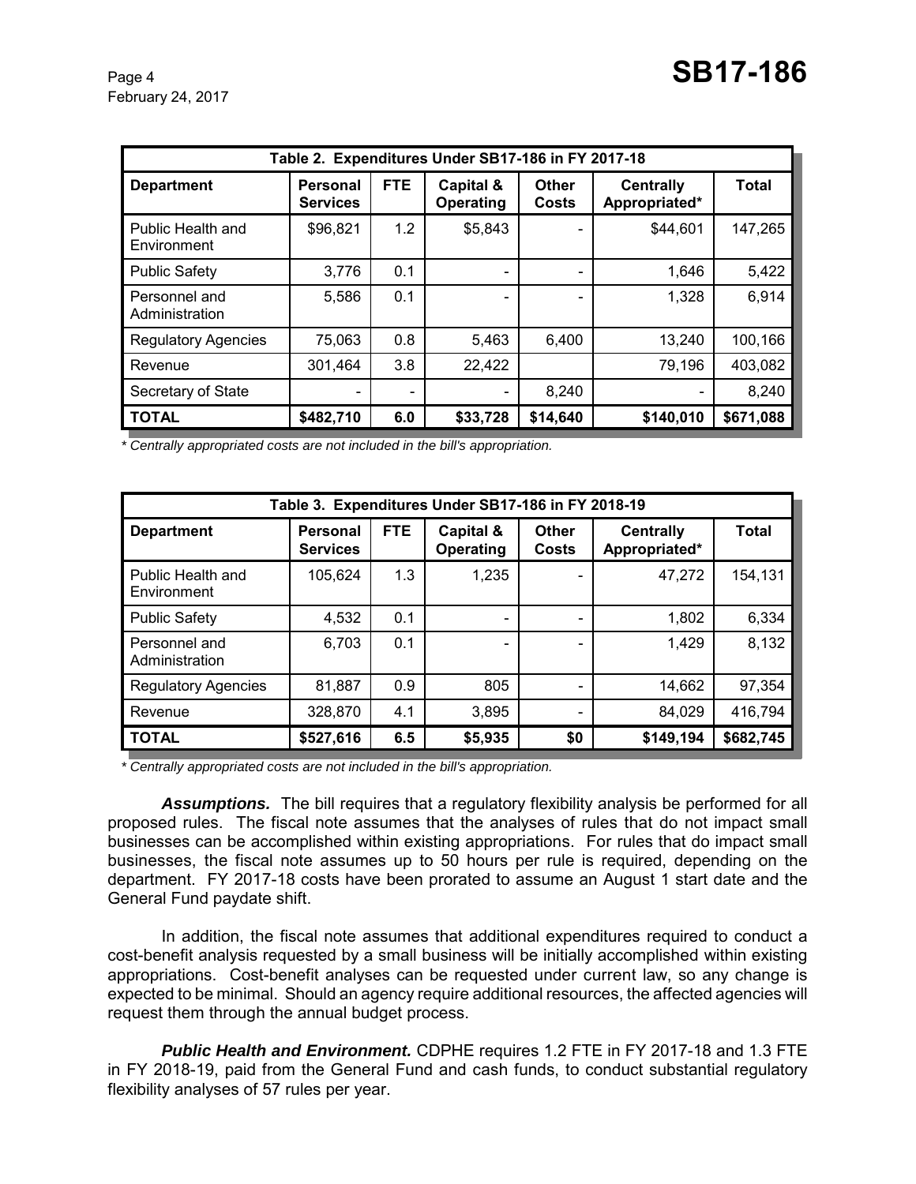| Table 2. Expenditures Under SB17-186 in FY 2017-18 | | | | | | |
|---|---|---|---|---|---|---|
| **Department** | **Personal Services** | **FTE** | **Capital & Operating** | **Other Costs** | **Centrally Appropriated*** | **Total** |
| Public Health and Environment | $96,821 | 1.2 | $5,843 | - | $44,601 | 147,265 |
| Public Safety | 3,776 | 0.1 | - | - | 1,646 | 5,422 |
| Personnel and Administration | 5,586 | 0.1 | - | - | 1,328 | 6,914 |
| Regulatory Agencies | 75,063 | 0.8 | 5,463 | 6,400 | 13,240 | 100,166 |
| Revenue | 301,464 | 3.8 | 22,422 | | 79,196 | 403,082 |
| Secretary of State | - | - | - | 8,240 | - | 8,240 |
| **TOTAL** | **$482,710** | **6.0** | **$33,728** | **$14,640** | **$140,010** | **$671,088** |

*\* Centrally appropriated costs are not included in the bill's appropriation.*

| Table 3. Expenditures Under SB17-186 in FY 2018-19 | | | | | | |
|---|---|---|---|---|---|---|
| **Department** | **Personal Services** | **FTE** | **Capital & Operating** | **Other Costs** | **Centrally Appropriated*** | **Total** |
| Public Health and Environment | 105,624 | 1.3 | 1,235 | - | 47,272 | 154,131 |
| Public Safety | 4,532 | 0.1 | - | - | 1,802 | 6,334 |
| Personnel and Administration | 6,703 | 0.1 | - | - | 1,429 | 8,132 |
| Regulatory Agencies | 81,887 | 0.9 | 805 | - | 14,662 | 97,354 |
| Revenue | 328,870 | 4.1 | 3,895 | - | 84,029 | 416,794 |
| **TOTAL** | **$527,616** | **6.5** | **$5,935** | **$0** | **$149,194** | **$682,745** |

*\* Centrally appropriated costs are not included in the bill's appropriation.*

***Assumptions.*** The bill requires that a regulatory flexibility analysis be performed for all proposed rules. The fiscal note assumes that the analyses of rules that do not impact small businesses can be accomplished within existing appropriations. For rules that do impact small businesses, the fiscal note assumes up to 50 hours per rule is required, depending on the department. FY 2017-18 costs have been prorated to assume an August 1 start date and the General Fund paydate shift.

In addition, the fiscal note assumes that additional expenditures required to conduct a cost-benefit analysis requested by a small business will be initially accomplished within existing appropriations. Cost-benefit analyses can be requested under current law, so any change is expected to be minimal. Should an agency require additional resources, the affected agencies will request them through the annual budget process.

***Public Health and Environment.*** CDPHE requires 1.2 FTE in FY 2017-18 and 1.3 FTE in FY 2018-19, paid from the General Fund and cash funds, to conduct substantial regulatory flexibility analyses of 57 rules per year.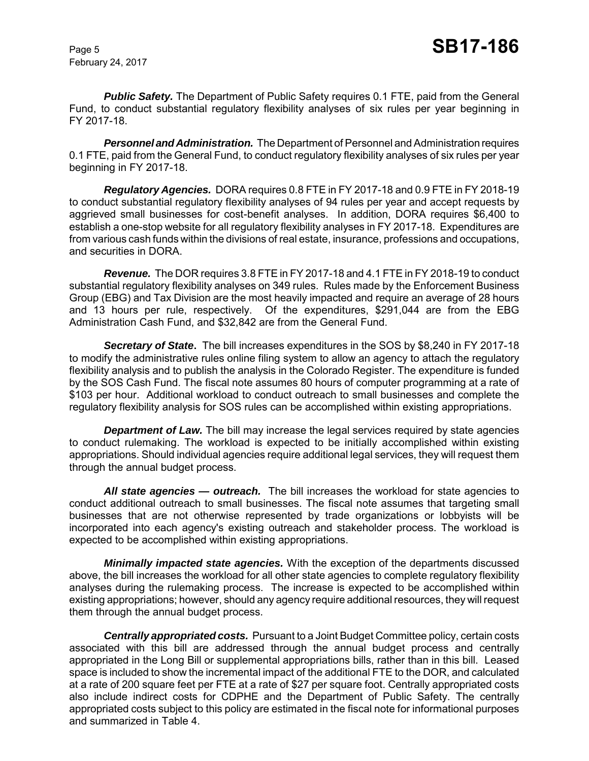***Public Safety.*** The Department of Public Safety requires 0.1 FTE, paid from the General Fund, to conduct substantial regulatory flexibility analyses of six rules per year beginning in FY 2017-18.

***Personnel and Administration.*** The Department of Personnel and Administration requires 0.1 FTE, paid from the General Fund, to conduct regulatory flexibility analyses of six rules per year beginning in FY 2017-18.

***Regulatory Agencies.*** DORA requires 0.8 FTE in FY 2017-18 and 0.9 FTE in FY 2018-19 to conduct substantial regulatory flexibility analyses of 94 rules per year and accept requests by aggrieved small businesses for cost-benefit analyses. In addition, DORA requires $6,400 to establish a one-stop website for all regulatory flexibility analyses in FY 2017-18. Expenditures are from various cash funds within the divisions of real estate, insurance, professions and occupations, and securities in DORA.

***Revenue.*** The DOR requires 3.8 FTE in FY 2017-18 and 4.1 FTE in FY 2018-19 to conduct substantial regulatory flexibility analyses on 349 rules. Rules made by the Enforcement Business Group (EBG) and Tax Division are the most heavily impacted and require an average of 28 hours and 13 hours per rule, respectively. Of the expenditures, $291,044 are from the EBG Administration Cash Fund, and $32,842 are from the General Fund.

***Secretary of State***. The bill increases expenditures in the SOS by $8,240 in FY 2017-18 to modify the administrative rules online filing system to allow an agency to attach the regulatory flexibility analysis and to publish the analysis in the Colorado Register. The expenditure is funded by the SOS Cash Fund. The fiscal note assumes 80 hours of computer programming at a rate of $103 per hour. Additional workload to conduct outreach to small businesses and complete the regulatory flexibility analysis for SOS rules can be accomplished within existing appropriations.

***Department of Law.*** The bill may increase the legal services required by state agencies to conduct rulemaking. The workload is expected to be initially accomplished within existing appropriations. Should individual agencies require additional legal services, they will request them through the annual budget process.

***All state agencies — outreach.*** The bill increases the workload for state agencies to conduct additional outreach to small businesses. The fiscal note assumes that targeting small businesses that are not otherwise represented by trade organizations or lobbyists will be incorporated into each agency's existing outreach and stakeholder process. The workload is expected to be accomplished within existing appropriations.

***Minimally impacted state agencies.*** With the exception of the departments discussed above, the bill increases the workload for all other state agencies to complete regulatory flexibility analyses during the rulemaking process. The increase is expected to be accomplished within existing appropriations; however, should any agency require additional resources, they will request them through the annual budget process.

***Centrally appropriated costs.*** Pursuant to a Joint Budget Committee policy, certain costs associated with this bill are addressed through the annual budget process and centrally appropriated in the Long Bill or supplemental appropriations bills, rather than in this bill. Leased space is included to show the incremental impact of the additional FTE to the DOR, and calculated at a rate of 200 square feet per FTE at a rate of $27 per square foot. Centrally appropriated costs also include indirect costs for CDPHE and the Department of Public Safety. The centrally appropriated costs subject to this policy are estimated in the fiscal note for informational purposes and summarized in Table 4.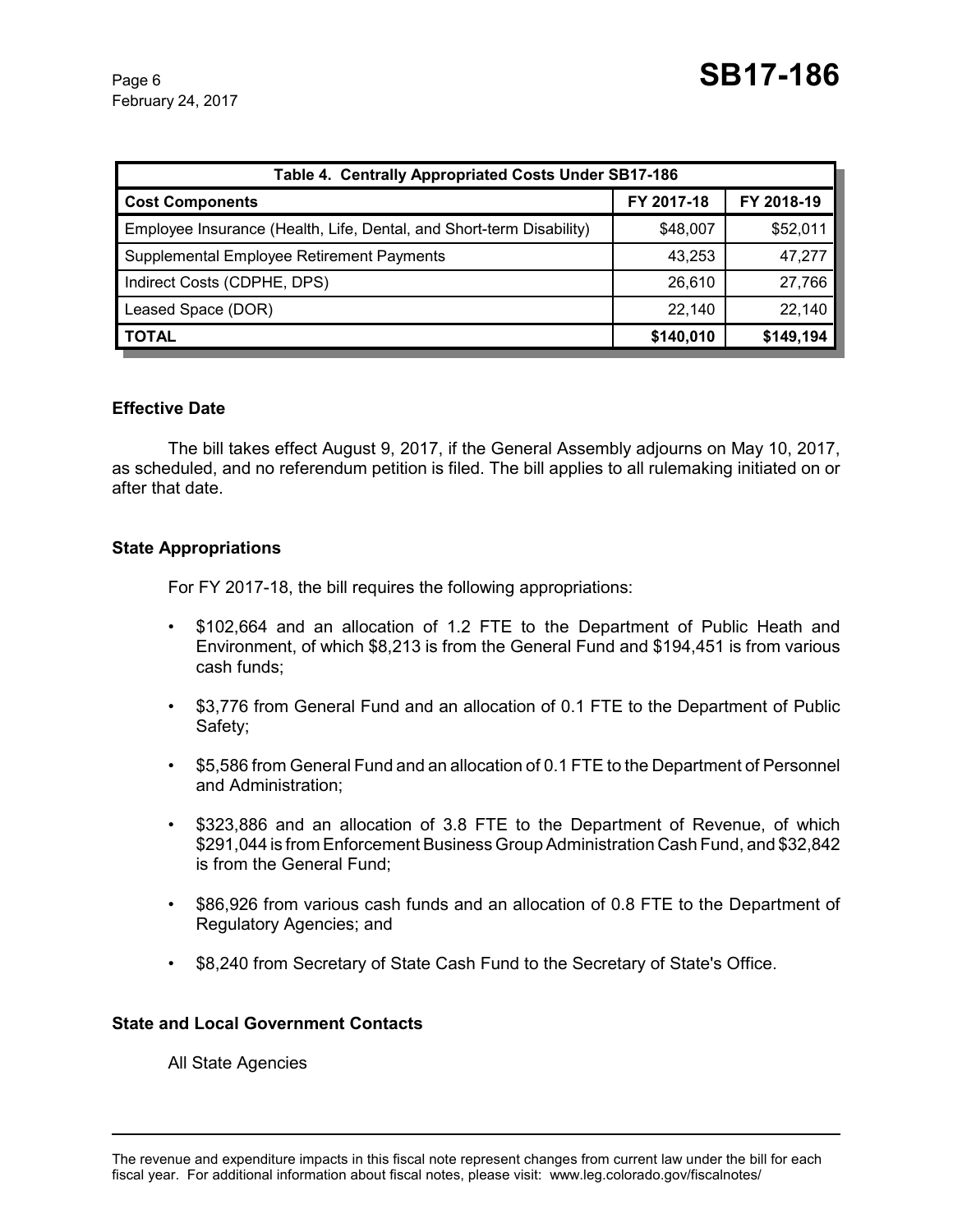| Table 4. Centrally Appropriated Costs Under SB17-186 | | |
|---|---|---|
| **Cost Components** | **FY 2017-18** | **FY 2018-19** |
| Employee Insurance (Health, Life, Dental, and Short-term Disability) | $48,007 | $52,011 |
| Supplemental Employee Retirement Payments | 43,253 | 47,277 |
| Indirect Costs (CDPHE, DPS) | 26,610 | 27,766 |
| Leased Space (DOR) | 22,140 | 22,140 |
| **TOTAL** | **$140,010** | **$149,194** |

## Effective Date

The bill takes effect August 9, 2017, if the General Assembly adjourns on May 10, 2017, as scheduled, and no referendum petition is filed. The bill applies to all rulemaking initiated on or after that date.

## State Appropriations

For FY 2017-18, the bill requires the following appropriations:

- $102,664 and an allocation of 1.2 FTE to the Department of Public Heath and Environment, of which $8,213 is from the General Fund and $194,451 is from various cash funds;
- $3,776 from General Fund and an allocation of 0.1 FTE to the Department of Public Safety;
- $5,586 from General Fund and an allocation of 0.1 FTE to the Department of Personnel and Administration;
- $323,886 and an allocation of 3.8 FTE to the Department of Revenue, of which $291,044 is from Enforcement Business Group Administration Cash Fund, and $32,842 is from the General Fund;
- $86,926 from various cash funds and an allocation of 0.8 FTE to the Department of Regulatory Agencies; and
- $8,240 from Secretary of State Cash Fund to the Secretary of State's Office.

## State and Local Government Contacts

All State Agencies

The revenue and expenditure impacts in this fiscal note represent changes from current law under the bill for each fiscal year. For additional information about fiscal notes, please visit: www.leg.colorado.gov/fiscalnotes/